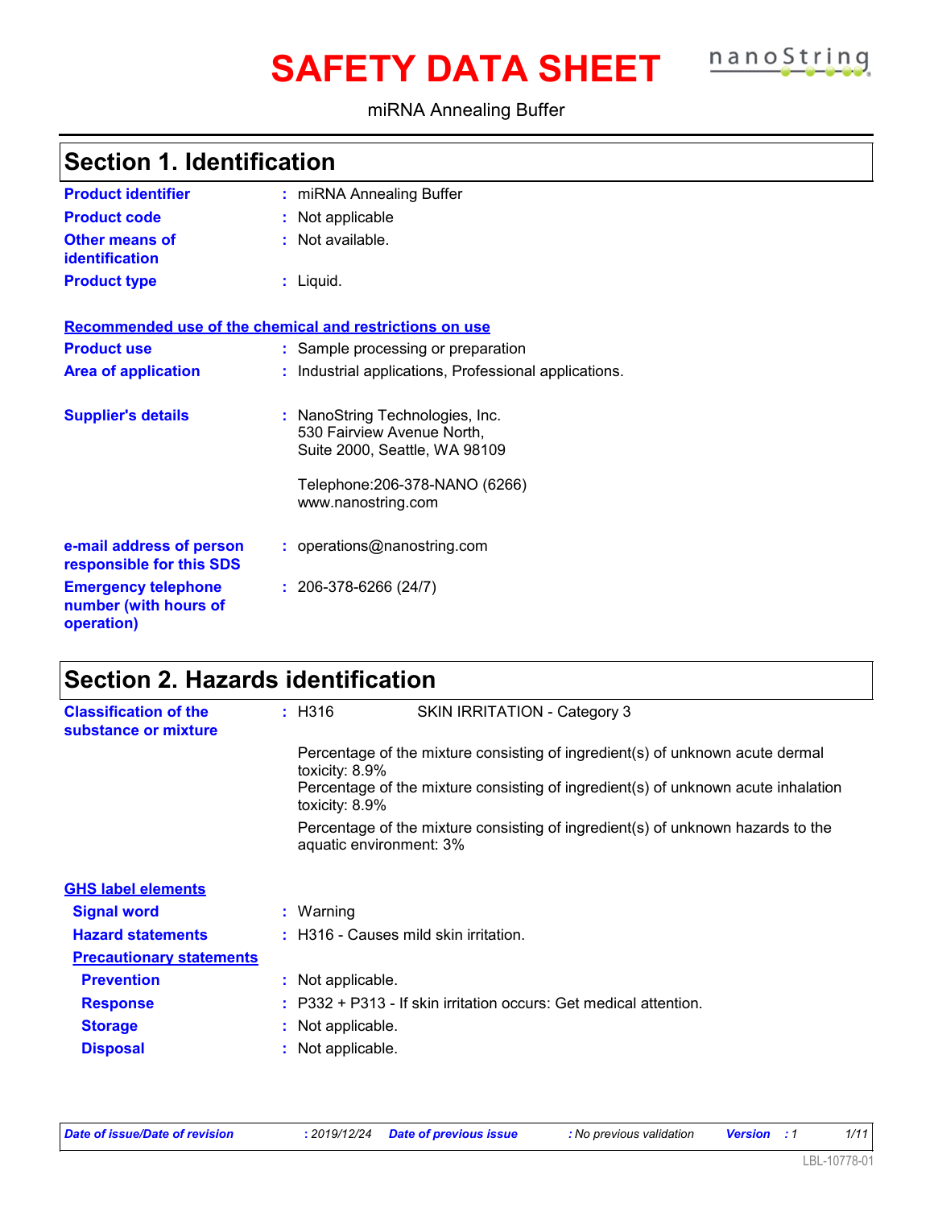# SAFETY DATA SHEET

miRNA Annealing Buffer

## Section 1. Identification

**Product identifier** : miRNA Annealing Buffer

**Product code** : Not applicable

**Other means of identification** : Not available.

**Product type** : Liquid.

**Recommended use of the chemical and restrictions on use**

**Product use** : Sample processing or preparation

**Area of application** : Industrial applications, Professional applications.

**Supplier's details** : NanoString Technologies, Inc.
530 Fairview Avenue North,
Suite 2000, Seattle, WA 98109

Telephone:206-378-NANO (6266)
www.nanostring.com

**e-mail address of person responsible for this SDS** : operations@nanostring.com

**Emergency telephone number (with hours of operation)** : 206-378-6266 (24/7)

## Section 2. Hazards identification

**Classification of the substance or mixture** : H316 SKIN IRRITATION - Category 3

Percentage of the mixture consisting of ingredient(s) of unknown acute dermal toxicity: 8.9%
Percentage of the mixture consisting of ingredient(s) of unknown acute inhalation toxicity: 8.9%

Percentage of the mixture consisting of ingredient(s) of unknown hazards to the aquatic environment: 3%

**GHS label elements**

**Signal word** : Warning

**Hazard statements** : H316 - Causes mild skin irritation.

**Precautionary statements**

**Prevention** : Not applicable.

**Response** : P332 + P313 - If skin irritation occurs: Get medical attention.

**Storage** : Not applicable.

**Disposal** : Not applicable.

*Date of issue/Date of revision* : 2019/12/24 *Date of previous issue* : No previous validation *Version* : 1

LBL-10778-01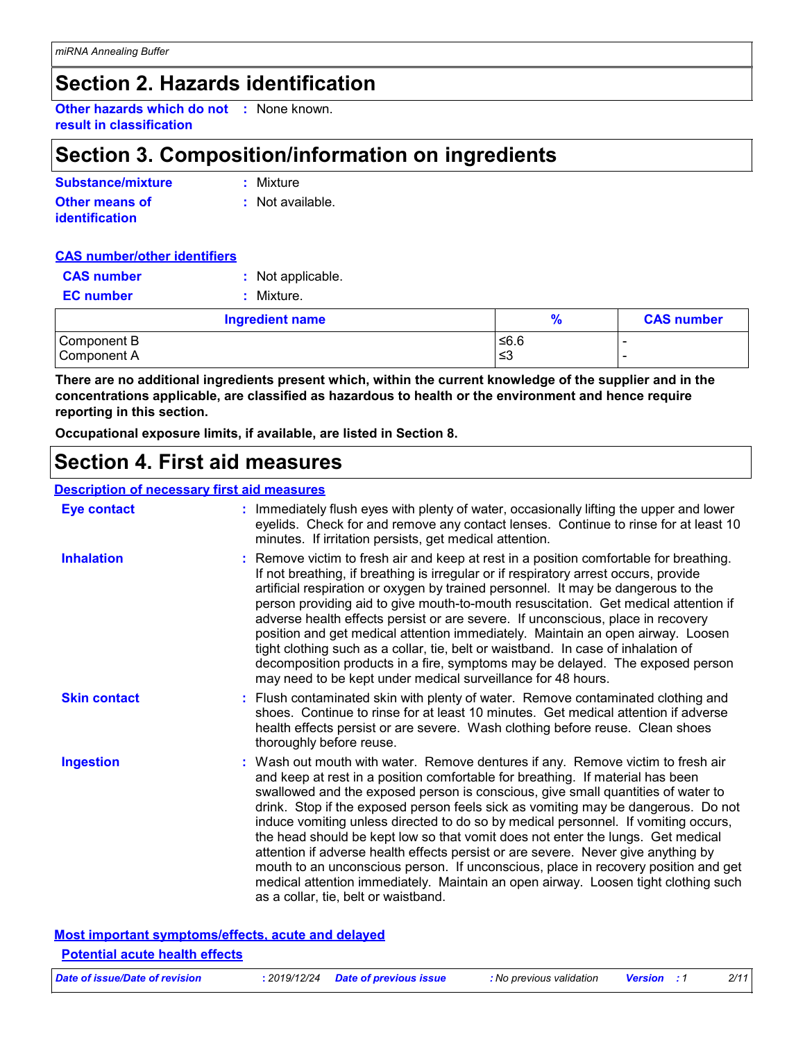## Section 2. Hazards identification

**Other hazards which do not result in classification** : None known.

## Section 3. Composition/information on ingredients

**Substance/mixture** : Mixture

**Other means of identification** : Not available.

**CAS number/other identifiers**

**CAS number** : Not applicable.

**EC number** : Mixture.

| Ingredient name | % | CAS number |
|---|---|---|
| Component B | ≤6.6 | - |
| Component A | ≤3 | - |

**There are no additional ingredients present which, within the current knowledge of the supplier and in the concentrations applicable, are classified as hazardous to health or the environment and hence require reporting in this section.**

**Occupational exposure limits, if available, are listed in Section 8.**

## Section 4. First aid measures

**Description of necessary first aid measures**

**Eye contact** : Immediately flush eyes with plenty of water, occasionally lifting the upper and lower eyelids. Check for and remove any contact lenses. Continue to rinse for at least 10 minutes. If irritation persists, get medical attention.

**Inhalation** : Remove victim to fresh air and keep at rest in a position comfortable for breathing. If not breathing, if breathing is irregular or if respiratory arrest occurs, provide artificial respiration or oxygen by trained personnel. It may be dangerous to the person providing aid to give mouth-to-mouth resuscitation. Get medical attention if adverse health effects persist or are severe. If unconscious, place in recovery position and get medical attention immediately. Maintain an open airway. Loosen tight clothing such as a collar, tie, belt or waistband. In case of inhalation of decomposition products in a fire, symptoms may be delayed. The exposed person may need to be kept under medical surveillance for 48 hours.

**Skin contact** : Flush contaminated skin with plenty of water. Remove contaminated clothing and shoes. Continue to rinse for at least 10 minutes. Get medical attention if adverse health effects persist or are severe. Wash clothing before reuse. Clean shoes thoroughly before reuse.

**Ingestion** : Wash out mouth with water. Remove dentures if any. Remove victim to fresh air and keep at rest in a position comfortable for breathing. If material has been swallowed and the exposed person is conscious, give small quantities of water to drink. Stop if the exposed person feels sick as vomiting may be dangerous. Do not induce vomiting unless directed to do so by medical personnel. If vomiting occurs, the head should be kept low so that vomit does not enter the lungs. Get medical attention if adverse health effects persist or are severe. Never give anything by mouth to an unconscious person. If unconscious, place in recovery position and get medical attention immediately. Maintain an open airway. Loosen tight clothing such as a collar, tie, belt or waistband.

**Most important symptoms/effects, acute and delayed**

**Potential acute health effects**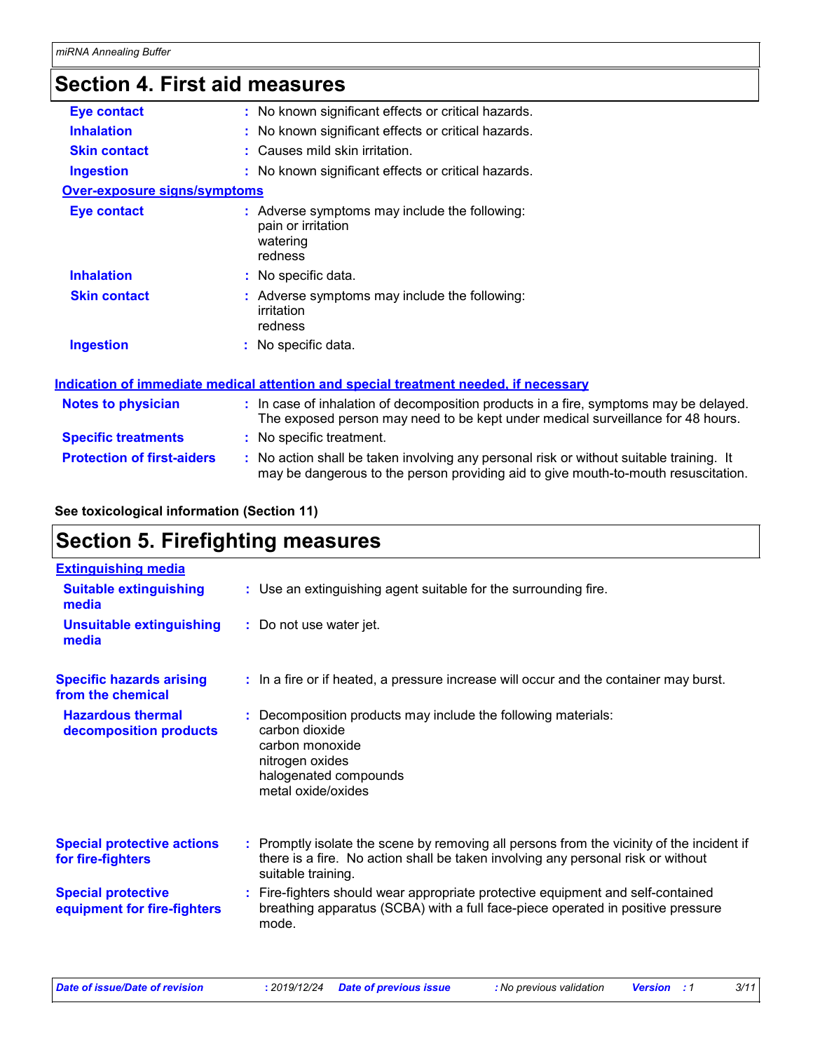## Section 4. First aid measures

| | |
|---|---|
| **Eye contact** | : No known significant effects or critical hazards. |
| **Inhalation** | : No known significant effects or critical hazards. |
| **Skin contact** | : Causes mild skin irritation. |
| **Ingestion** | : No known significant effects or critical hazards. |

**Over-exposure signs/symptoms**

| | |
|---|---|
| **Eye contact** | : Adverse symptoms may include the following: pain or irritation, watering, redness |
| **Inhalation** | : No specific data. |
| **Skin contact** | : Adverse symptoms may include the following: irritation, redness |
| **Ingestion** | : No specific data. |

**Indication of immediate medical attention and special treatment needed, if necessary**

| | |
|---|---|
| **Notes to physician** | : In case of inhalation of decomposition products in a fire, symptoms may be delayed. The exposed person may need to be kept under medical surveillance for 48 hours. |
| **Specific treatments** | : No specific treatment. |
| **Protection of first-aiders** | : No action shall be taken involving any personal risk or without suitable training. It may be dangerous to the person providing aid to give mouth-to-mouth resuscitation. |

**See toxicological information (Section 11)**

## Section 5. Firefighting measures

**Extinguishing media**

| | |
|---|---|
| **Suitable extinguishing media** | : Use an extinguishing agent suitable for the surrounding fire. |
| **Unsuitable extinguishing media** | : Do not use water jet. |
| **Specific hazards arising from the chemical** | : In a fire or if heated, a pressure increase will occur and the container may burst. |
| **Hazardous thermal decomposition products** | : Decomposition products may include the following materials: carbon dioxide, carbon monoxide, nitrogen oxides, halogenated compounds, metal oxide/oxides |
| **Special protective actions for fire-fighters** | : Promptly isolate the scene by removing all persons from the vicinity of the incident if there is a fire. No action shall be taken involving any personal risk or without suitable training. |
| **Special protective equipment for fire-fighters** | : Fire-fighters should wear appropriate protective equipment and self-contained breathing apparatus (SCBA) with a full face-piece operated in positive pressure mode. |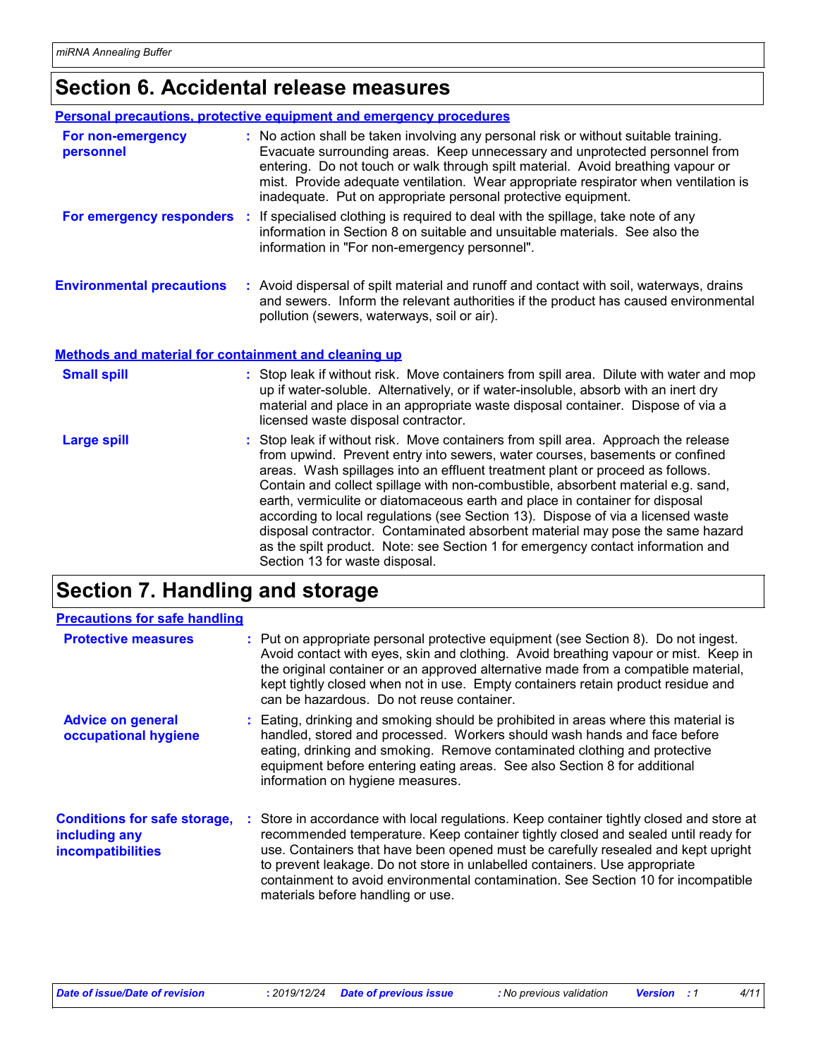# Section 6. Accidental release measures

### Personal precautions, protective equipment and emergency procedures

**For non-emergency personnel** : No action shall be taken involving any personal risk or without suitable training. Evacuate surrounding areas. Keep unnecessary and unprotected personnel from entering. Do not touch or walk through spilt material. Avoid breathing vapour or mist. Provide adequate ventilation. Wear appropriate respirator when ventilation is inadequate. Put on appropriate personal protective equipment.

**For emergency responders** : If specialised clothing is required to deal with the spillage, take note of any information in Section 8 on suitable and unsuitable materials. See also the information in "For non-emergency personnel".

**Environmental precautions** : Avoid dispersal of spilt material and runoff and contact with soil, waterways, drains and sewers. Inform the relevant authorities if the product has caused environmental pollution (sewers, waterways, soil or air).

### Methods and material for containment and cleaning up

**Small spill** : Stop leak if without risk. Move containers from spill area. Dilute with water and mop up if water-soluble. Alternatively, or if water-insoluble, absorb with an inert dry material and place in an appropriate waste disposal container. Dispose of via a licensed waste disposal contractor.

**Large spill** : Stop leak if without risk. Move containers from spill area. Approach the release from upwind. Prevent entry into sewers, water courses, basements or confined areas. Wash spillages into an effluent treatment plant or proceed as follows. Contain and collect spillage with non-combustible, absorbent material e.g. sand, earth, vermiculite or diatomaceous earth and place in container for disposal according to local regulations (see Section 13). Dispose of via a licensed waste disposal contractor. Contaminated absorbent material may pose the same hazard as the spilt product. Note: see Section 1 for emergency contact information and Section 13 for waste disposal.

# Section 7. Handling and storage

### Precautions for safe handling

**Protective measures** : Put on appropriate personal protective equipment (see Section 8). Do not ingest. Avoid contact with eyes, skin and clothing. Avoid breathing vapour or mist. Keep in the original container or an approved alternative made from a compatible material, kept tightly closed when not in use. Empty containers retain product residue and can be hazardous. Do not reuse container.

**Advice on general occupational hygiene** : Eating, drinking and smoking should be prohibited in areas where this material is handled, stored and processed. Workers should wash hands and face before eating, drinking and smoking. Remove contaminated clothing and protective equipment before entering eating areas. See also Section 8 for additional information on hygiene measures.

**Conditions for safe storage, including any incompatibilities** : Store in accordance with local regulations. Keep container tightly closed and store at recommended temperature. Keep container tightly closed and sealed until ready for use. Containers that have been opened must be carefully resealed and kept upright to prevent leakage. Do not store in unlabelled containers. Use appropriate containment to avoid environmental contamination. See Section 10 for incompatible materials before handling or use.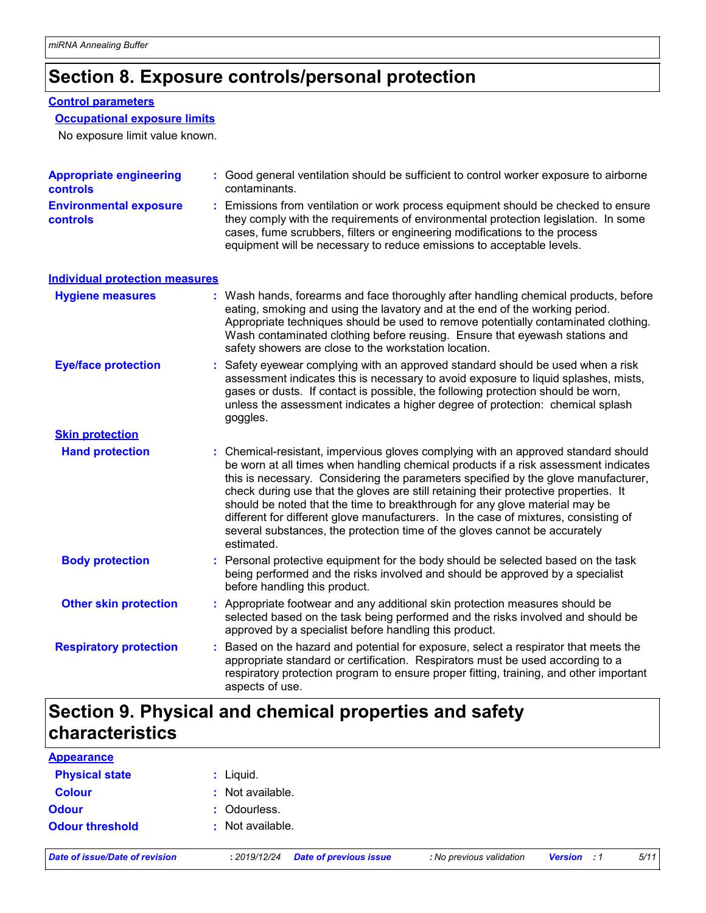## Section 8. Exposure controls/personal protection

### Control parameters

#### Occupational exposure limits

No exposure limit value known.

**Appropriate engineering controls** : Good general ventilation should be sufficient to control worker exposure to airborne contaminants.

**Environmental exposure controls** : Emissions from ventilation or work process equipment should be checked to ensure they comply with the requirements of environmental protection legislation. In some cases, fume scrubbers, filters or engineering modifications to the process equipment will be necessary to reduce emissions to acceptable levels.

### Individual protection measures

**Hygiene measures** : Wash hands, forearms and face thoroughly after handling chemical products, before eating, smoking and using the lavatory and at the end of the working period. Appropriate techniques should be used to remove potentially contaminated clothing. Wash contaminated clothing before reusing. Ensure that eyewash stations and safety showers are close to the workstation location.

**Eye/face protection** : Safety eyewear complying with an approved standard should be used when a risk assessment indicates this is necessary to avoid exposure to liquid splashes, mists, gases or dusts. If contact is possible, the following protection should be worn, unless the assessment indicates a higher degree of protection: chemical splash goggles.

#### Skin protection

**Hand protection** : Chemical-resistant, impervious gloves complying with an approved standard should be worn at all times when handling chemical products if a risk assessment indicates this is necessary. Considering the parameters specified by the glove manufacturer, check during use that the gloves are still retaining their protective properties. It should be noted that the time to breakthrough for any glove material may be different for different glove manufacturers. In the case of mixtures, consisting of several substances, the protection time of the gloves cannot be accurately estimated.

**Body protection** : Personal protective equipment for the body should be selected based on the task being performed and the risks involved and should be approved by a specialist before handling this product.

**Other skin protection** : Appropriate footwear and any additional skin protection measures should be selected based on the task being performed and the risks involved and should be approved by a specialist before handling this product.

**Respiratory protection** : Based on the hazard and potential for exposure, select a respirator that meets the appropriate standard or certification. Respirators must be used according to a respiratory protection program to ensure proper fitting, training, and other important aspects of use.

## Section 9. Physical and chemical properties and safety characteristics

### Appearance

**Physical state** : Liquid.

**Colour** : Not available.

**Odour** : Odourless.

**Odour threshold** : Not available.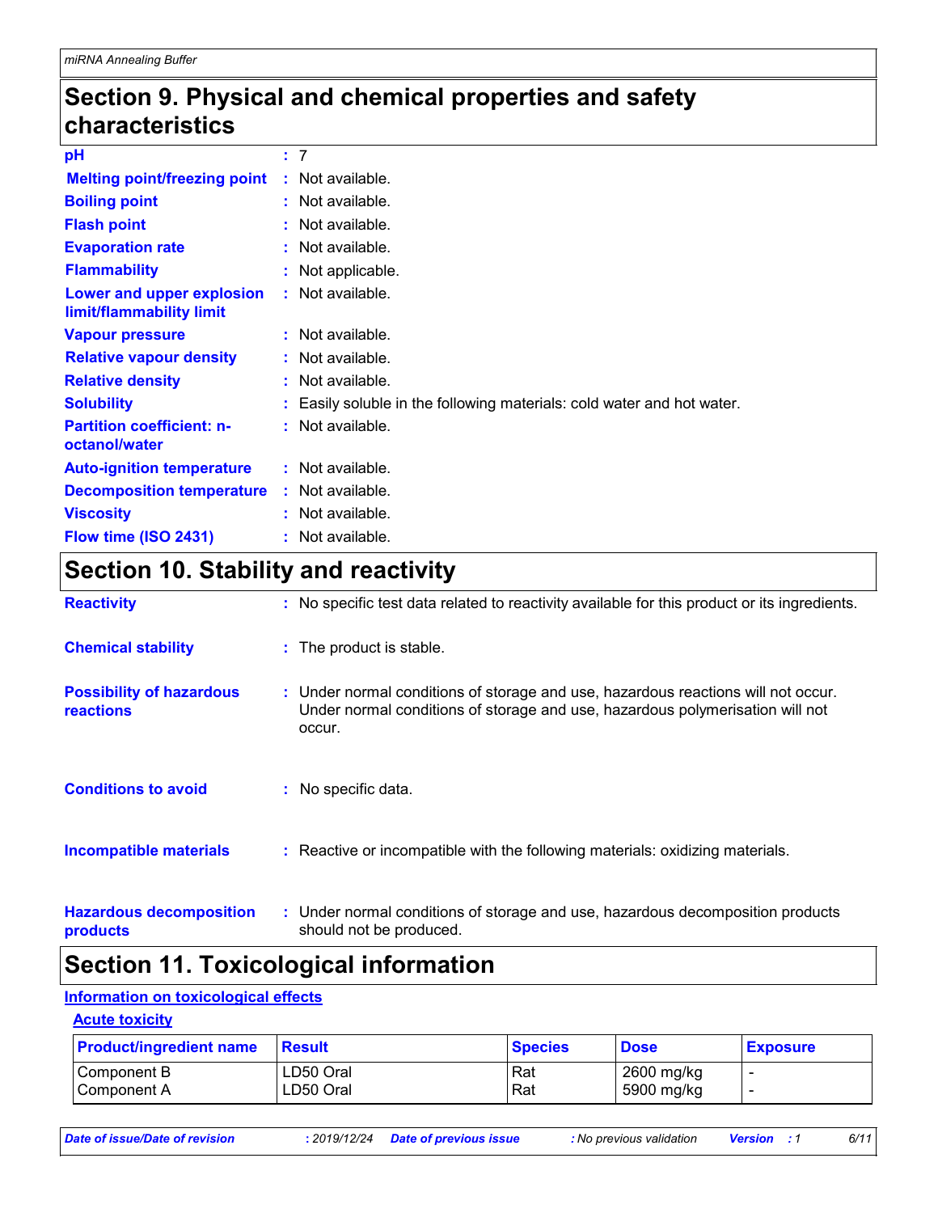# Section 9. Physical and chemical properties and safety characteristics

**pH** : 7

**Melting point/freezing point** : Not available.

**Boiling point** : Not available.

**Flash point** : Not available.

**Evaporation rate** : Not available.

**Flammability** : Not applicable.

**Lower and upper explosion limit/flammability limit** : Not available.

**Vapour pressure** : Not available.

**Relative vapour density** : Not available.

**Relative density** : Not available.

**Solubility** : Easily soluble in the following materials: cold water and hot water.

**Partition coefficient: n-octanol/water** : Not available.

**Auto-ignition temperature** : Not available.

**Decomposition temperature** : Not available.

**Viscosity** : Not available.

**Flow time (ISO 2431)** : Not available.

# Section 10. Stability and reactivity

**Reactivity** : No specific test data related to reactivity available for this product or its ingredients.

**Chemical stability** : The product is stable.

**Possibility of hazardous reactions** : Under normal conditions of storage and use, hazardous reactions will not occur. Under normal conditions of storage and use, hazardous polymerisation will not occur.

**Conditions to avoid** : No specific data.

**Incompatible materials** : Reactive or incompatible with the following materials: oxidizing materials.

**Hazardous decomposition products** : Under normal conditions of storage and use, hazardous decomposition products should not be produced.

# Section 11. Toxicological information

## Information on toxicological effects

### Acute toxicity

| Product/ingredient name | Result | Species | Dose | Exposure |
|---|---|---|---|---|
| Component B | LD50 Oral | Rat | 2600 mg/kg | - |
| Component A | LD50 Oral | Rat | 5900 mg/kg | - |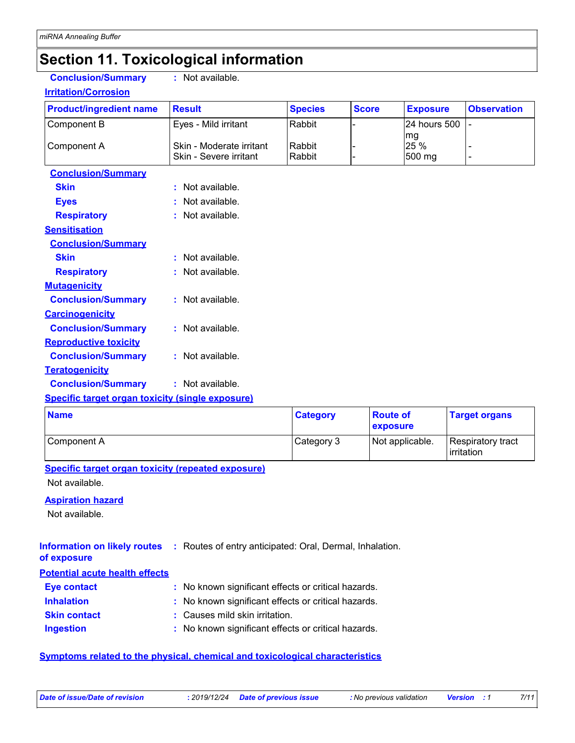# Section 11. Toxicological information

**Conclusion/Summary** : Not available.

**Irritation/Corrosion**

| Product/ingredient name | Result | Species | Score | Exposure | Observation |
| --- | --- | --- | --- | --- | --- |
| Component B | Eyes - Mild irritant | Rabbit | - | 24 hours 500 mg | - |
| Component A | Skin - Moderate irritant | Rabbit | - | 25 % | - |
| | Skin - Severe irritant | Rabbit | - | 500 mg | - |

**Conclusion/Summary**

**Skin** : Not available.

**Eyes** : Not available.

**Respiratory** : Not available.

**Sensitisation**

**Conclusion/Summary**

**Skin** : Not available.

**Respiratory** : Not available.

**Mutagenicity**

**Conclusion/Summary** : Not available.

**Carcinogenicity**

**Conclusion/Summary** : Not available.

**Reproductive toxicity**

**Conclusion/Summary** : Not available.

**Teratogenicity**

**Conclusion/Summary** : Not available.

**Specific target organ toxicity (single exposure)**

| Name | Category | Route of exposure | Target organs |
| --- | --- | --- | --- |
| Component A | Category 3 | Not applicable. | Respiratory tract irritation |

**Specific target organ toxicity (repeated exposure)**

Not available.

**Aspiration hazard**

Not available.

**Information on likely routes of exposure** : Routes of entry anticipated: Oral, Dermal, Inhalation.

**Potential acute health effects**

**Eye contact** : No known significant effects or critical hazards.

**Inhalation** : No known significant effects or critical hazards.

**Skin contact** : Causes mild skin irritation.

**Ingestion** : No known significant effects or critical hazards.

**Symptoms related to the physical, chemical and toxicological characteristics**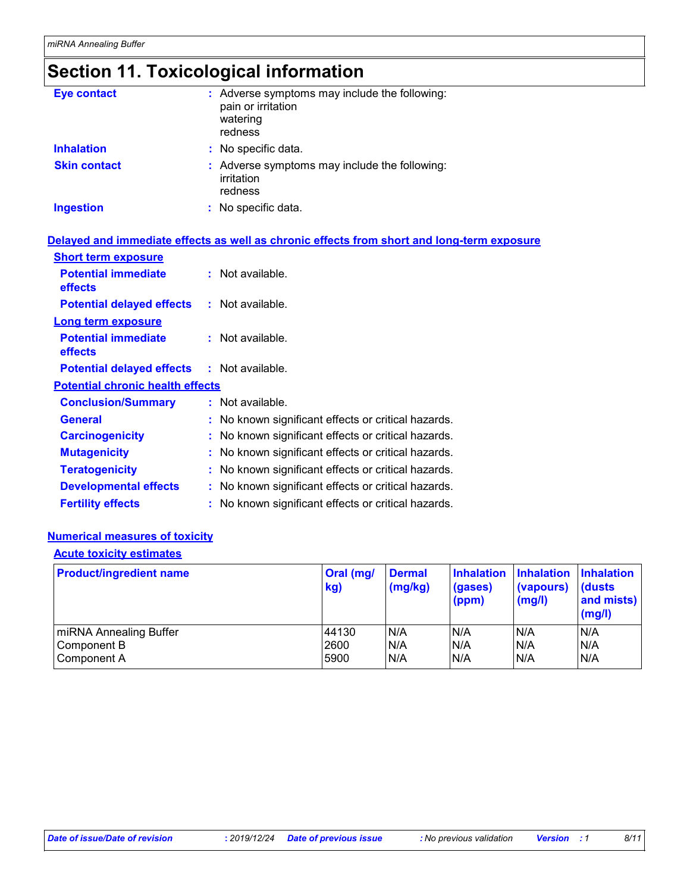# Section 11. Toxicological information

**Eye contact** : Adverse symptoms may include the following:
pain or irritation
watering
redness

**Inhalation** : No specific data.

**Skin contact** : Adverse symptoms may include the following:
irritation
redness

**Ingestion** : No specific data.

## Delayed and immediate effects as well as chronic effects from short and long-term exposure

### Short term exposure

**Potential immediate effects** : Not available.

**Potential delayed effects** : Not available.

### Long term exposure

**Potential immediate effects** : Not available.

**Potential delayed effects** : Not available.

### Potential chronic health effects

**Conclusion/Summary** : Not available.

**General** : No known significant effects or critical hazards.

**Carcinogenicity** : No known significant effects or critical hazards.

**Mutagenicity** : No known significant effects or critical hazards.

**Teratogenicity** : No known significant effects or critical hazards.

**Developmental effects** : No known significant effects or critical hazards.

**Fertility effects** : No known significant effects or critical hazards.

## Numerical measures of toxicity

### Acute toxicity estimates

| Product/ingredient name | Oral (mg/kg) | Dermal (mg/kg) | Inhalation (gases) (ppm) | Inhalation (vapours) (mg/l) | Inhalation (dusts and mists) (mg/l) |
|---|---|---|---|---|---|
| miRNA Annealing Buffer | 44130 | N/A | N/A | N/A | N/A |
| Component B | 2600 | N/A | N/A | N/A | N/A |
| Component A | 5900 | N/A | N/A | N/A | N/A |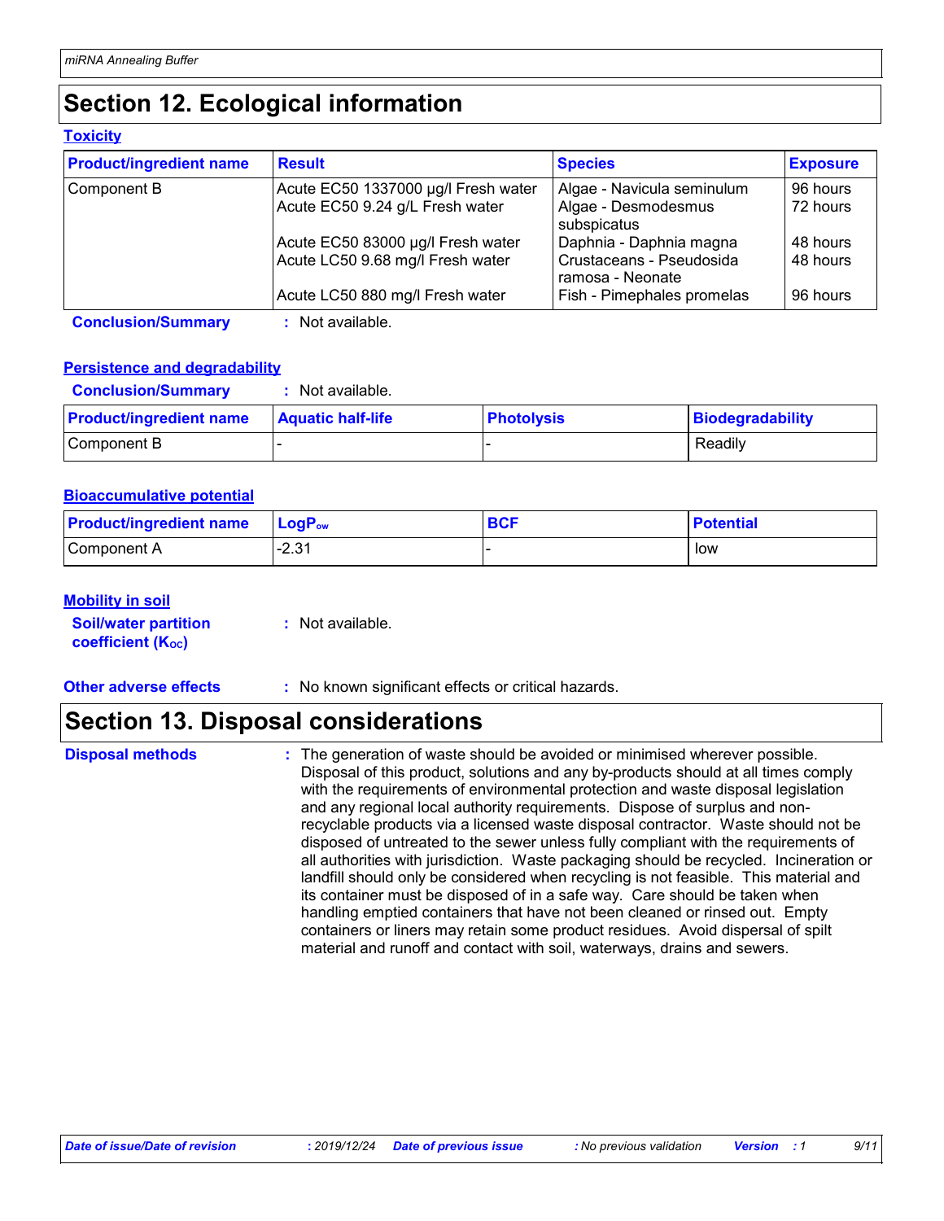# Section 12. Ecological information

### Toxicity

| Product/ingredient name | Result | Species | Exposure |
|---|---|---|---|
| Component B | Acute EC50 1337000 µg/l Fresh water | Algae - Navicula seminulum | 96 hours |
| | Acute EC50 9.24 g/L Fresh water | Algae - Desmodesmus subspicatus | 72 hours |
| | Acute EC50 83000 µg/l Fresh water | Daphnia - Daphnia magna | 48 hours |
| | Acute LC50 9.68 mg/l Fresh water | Crustaceans - Pseudosida ramosa - Neonate | 48 hours |
| | Acute LC50 880 mg/l Fresh water | Fish - Pimephales promelas | 96 hours |

**Conclusion/Summary** : Not available.

### Persistence and degradability

**Conclusion/Summary** : Not available.

| Product/ingredient name | Aquatic half-life | Photolysis | Biodegradability |
|---|---|---|---|
| Component B | - | - | Readily |

### Bioaccumulative potential

| Product/ingredient name | $LogP_{ow}$ | BCF | Potential |
|---|---|---|---|
| Component A | -2.31 | - | low |

### Mobility in soil

**Soil/water partition coefficient ($K_{OC}$)** : Not available.

**Other adverse effects** : No known significant effects or critical hazards.

# Section 13. Disposal considerations

**Disposal methods** : The generation of waste should be avoided or minimised wherever possible. Disposal of this product, solutions and any by-products should at all times comply with the requirements of environmental protection and waste disposal legislation and any regional local authority requirements. Dispose of surplus and non-recyclable products via a licensed waste disposal contractor. Waste should not be disposed of untreated to the sewer unless fully compliant with the requirements of all authorities with jurisdiction. Waste packaging should be recycled. Incineration or landfill should only be considered when recycling is not feasible. This material and its container must be disposed of in a safe way. Care should be taken when handling emptied containers that have not been cleaned or rinsed out. Empty containers or liners may retain some product residues. Avoid dispersal of spilt material and runoff and contact with soil, waterways, drains and sewers.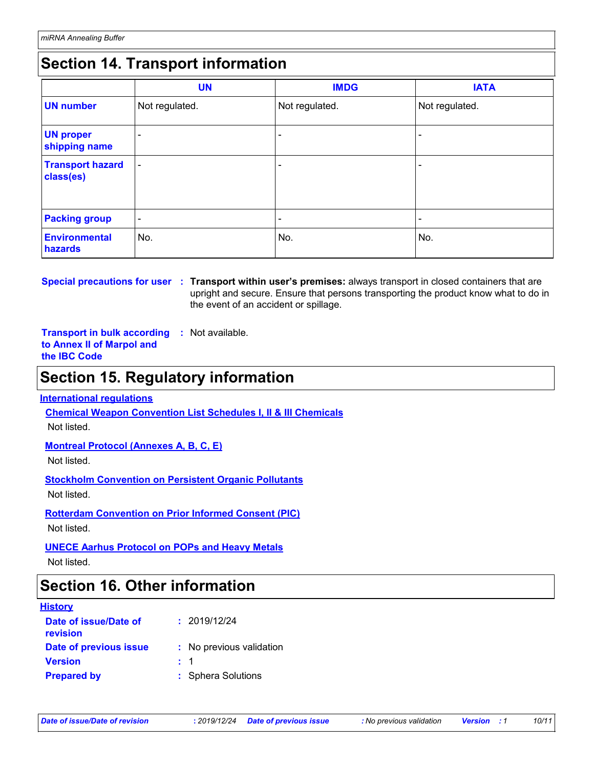## Section 14. Transport information

| | UN | IMDG | IATA |
|---|---|---|---|
| **UN number** | Not regulated. | Not regulated. | Not regulated. |
| **UN proper shipping name** | - | - | - |
| **Transport hazard class(es)** | - | - | - |
| **Packing group** | - | - | - |
| **Environmental hazards** | No. | No. | No. |

**Special precautions for user** : **Transport within user's premises:** always transport in closed containers that are upright and secure. Ensure that persons transporting the product know what to do in the event of an accident or spillage.

**Transport in bulk according to Annex II of Marpol and the IBC Code** : Not available.

## Section 15. Regulatory information

### International regulations

**Chemical Weapon Convention List Schedules I, II & III Chemicals**

Not listed.

**Montreal Protocol (Annexes A, B, C, E)**

Not listed.

**Stockholm Convention on Persistent Organic Pollutants**

Not listed.

**Rotterdam Convention on Prior Informed Consent (PIC)**

Not listed.

**UNECE Aarhus Protocol on POPs and Heavy Metals**

Not listed.

## Section 16. Other information

### History

**Date of issue/Date of revision** : 2019/12/24

**Date of previous issue** : No previous validation

**Version** : 1

**Prepared by** : Sphera Solutions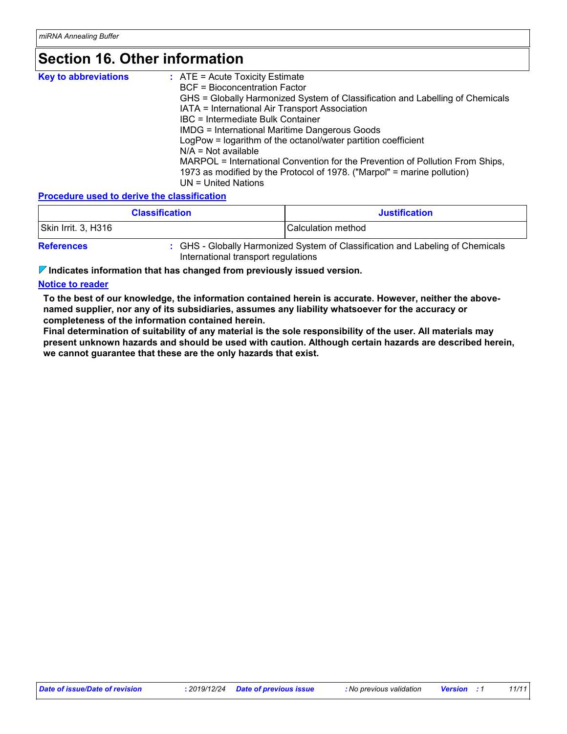# Section 16. Other information

**Key to abbreviations** : ATE = Acute Toxicity Estimate
BCF = Bioconcentration Factor
GHS = Globally Harmonized System of Classification and Labelling of Chemicals
IATA = International Air Transport Association
IBC = Intermediate Bulk Container
IMDG = International Maritime Dangerous Goods
LogPow = logarithm of the octanol/water partition coefficient
N/A = Not available
MARPOL = International Convention for the Prevention of Pollution From Ships, 1973 as modified by the Protocol of 1978. ("Marpol" = marine pollution)
UN = United Nations

**Procedure used to derive the classification**

| Classification | Justification |
|---|---|
| Skin Irrit. 3, H316 | Calculation method |

**References** : GHS - Globally Harmonized System of Classification and Labeling of Chemicals
International transport regulations

**Indicates information that has changed from previously issued version.**

**Notice to reader**

**To the best of our knowledge, the information contained herein is accurate. However, neither the above-named supplier, nor any of its subsidiaries, assumes any liability whatsoever for the accuracy or completeness of the information contained herein.**
**Final determination of suitability of any material is the sole responsibility of the user. All materials may present unknown hazards and should be used with caution. Although certain hazards are described herein, we cannot guarantee that these are the only hazards that exist.**